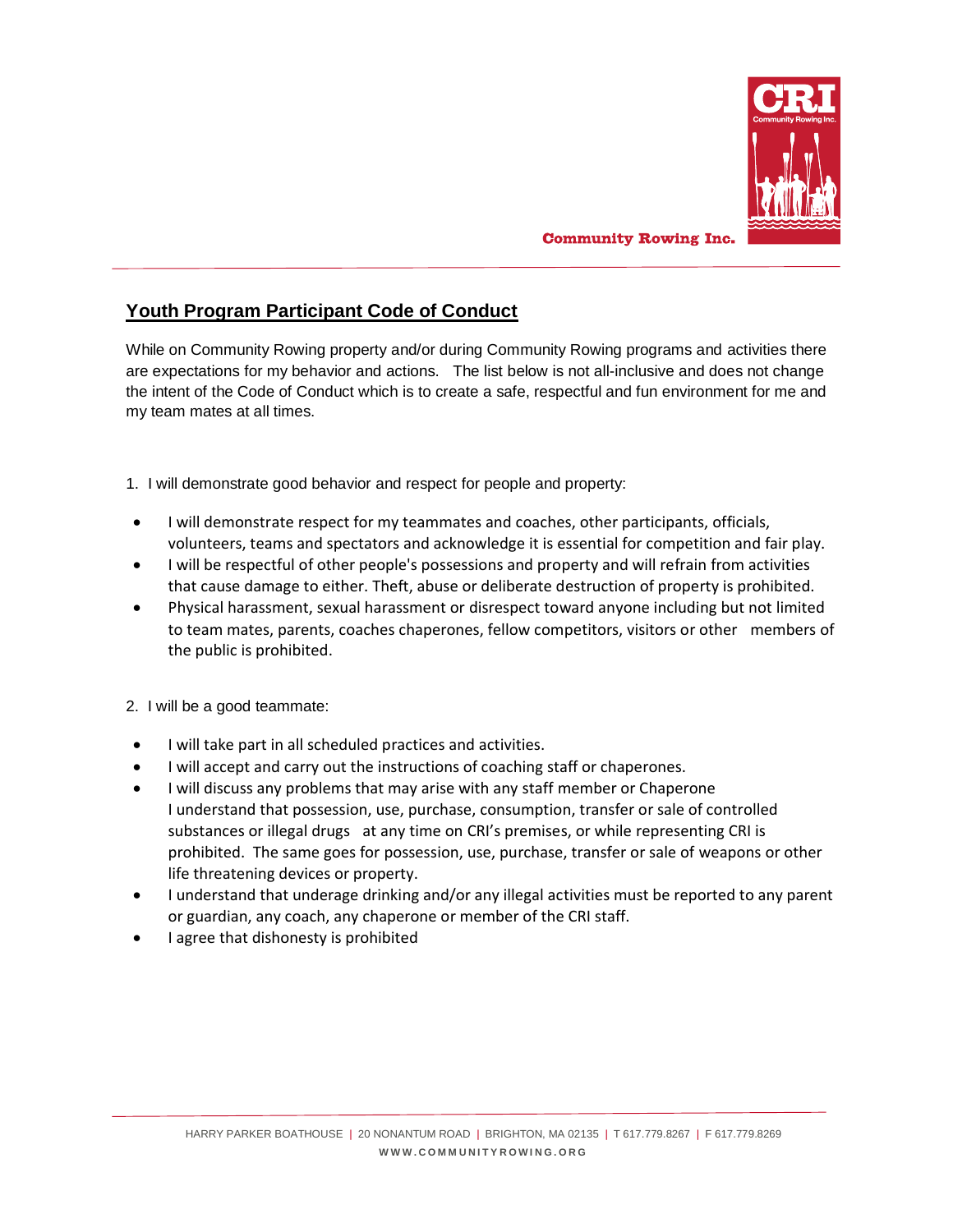# Youth Program Participant Code of Conduct

While on Community Rowing property and/or during Community Rowing programs and activities there are expectations for my behavior and actions. The list below is not all-inclusive and does not change the intent of the Code of Conduct which is to create a safe, respectful and fun environment for me and my team mates at all times.

1. I will demonstrate good behavior and respect for people and property:

- I will demonstrate respect for my teammates and coaches, other participants, officials, volunteers, teams and spectators and acknowledge it is essential for competition and fair play.
- I will be respectful of other people's possessions and property and will refrain from activities that cause damage to either. Theft, abuse or deliberate destruction of property is prohibited.
- Physical harassment, sexual harassment or disrespect toward anyone including but not limited to team mates, parents, coaches chaperones, fellow competitors, visitors or other members of the public is prohibited.

2. I will be a good teammate:

- I will take part in all scheduled practices and activities.
- I will accept and carry out the instructions of coaching staff or chaperones.
- I will discuss any problems that may arise with any staff member or Chaperone
  I understand that possession, use, purchase, consumption, transfer or sale of controlled substances or illegal drugs at any time on CRI's premises, or while representing CRI is prohibited. The same goes for possession, use, purchase, transfer or sale of weapons or other life threatening devices or property.
- I understand that underage drinking and/or any illegal activities must be reported to any parent or guardian, any coach, any chaperone or member of the CRI staff.
- I agree that dishonesty is prohibited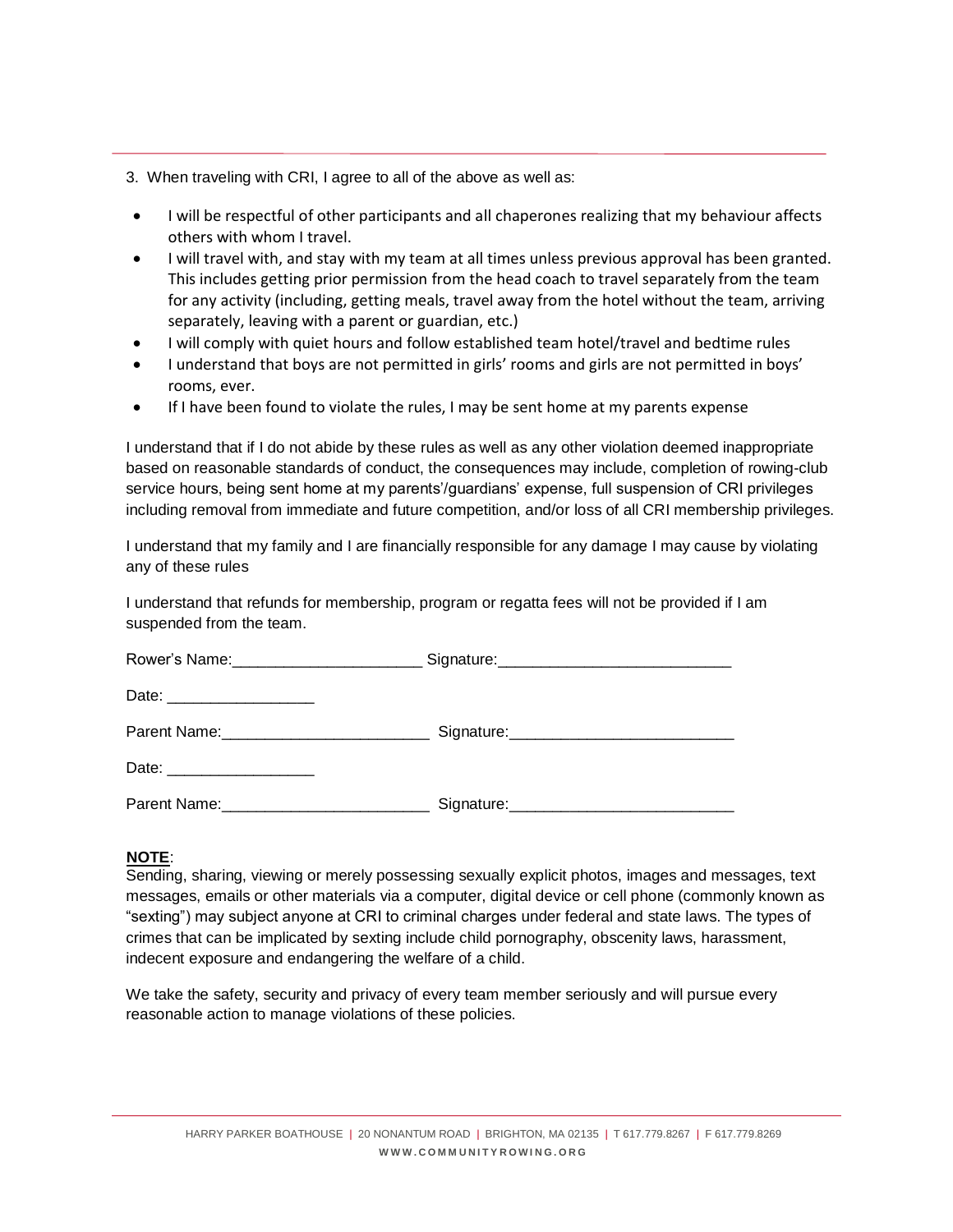3. When traveling with CRI, I agree to all of the above as well as:

- I will be respectful of other participants and all chaperones realizing that my behaviour affects others with whom I travel.
- I will travel with, and stay with my team at all times unless previous approval has been granted. This includes getting prior permission from the head coach to travel separately from the team for any activity (including, getting meals, travel away from the hotel without the team, arriving separately, leaving with a parent or guardian, etc.)
- I will comply with quiet hours and follow established team hotel/travel and bedtime rules
- I understand that boys are not permitted in girls' rooms and girls are not permitted in boys' rooms, ever.
- If I have been found to violate the rules, I may be sent home at my parents expense

I understand that if I do not abide by these rules as well as any other violation deemed inappropriate based on reasonable standards of conduct, the consequences may include, completion of rowing-club service hours, being sent home at my parents'/guardians' expense, full suspension of CRI privileges including removal from immediate and future competition, and/or loss of all CRI membership privileges.

I understand that my family and I are financially responsible for any damage I may cause by violating any of these rules

I understand that refunds for membership, program or regatta fees will not be provided if I am suspended from the team.

Rower's Name:______________________ Signature:___________________________

Date: _________________

Parent Name:________________________ Signature:__________________________

Date: _________________

Parent Name:________________________ Signature:__________________________

**NOTE**:
Sending, sharing, viewing or merely possessing sexually explicit photos, images and messages, text messages, emails or other materials via a computer, digital device or cell phone (commonly known as "sexting") may subject anyone at CRI to criminal charges under federal and state laws. The types of crimes that can be implicated by sexting include child pornography, obscenity laws, harassment, indecent exposure and endangering the welfare of a child.

We take the safety, security and privacy of every team member seriously and will pursue every reasonable action to manage violations of these policies.